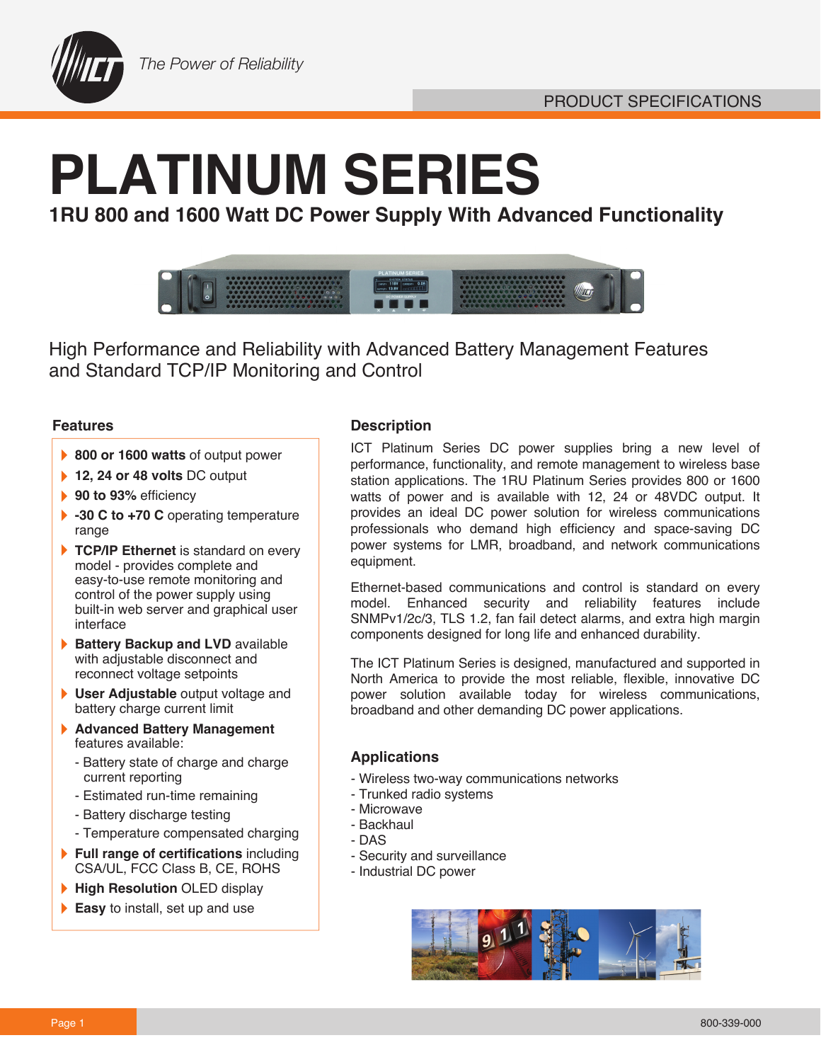*The Power of Reliability*

PRODUCT SPECIFICATIONS

# PLATINUM SERIES

## 1RU 800 and 1600 Watt DC Power Supply With Advanced Functionality

High Performance and Reliability with Advanced Battery Management Features and Standard TCP/IP Monitoring and Control

### Features

- **800 or 1600 watts** of output power
- **12, 24 or 48 volts** DC output
- **90 to 93%** efficiency
- **-30 C to +70 C** operating temperature range
- **TCP/IP Ethernet** is standard on every model - provides complete and easy-to-use remote monitoring and control of the power supply using built-in web server and graphical user interface
- **Battery Backup and LVD** available with adjustable disconnect and reconnect voltage setpoints
- **User Adjustable** output voltage and battery charge current limit
- **Advanced Battery Management** features available:
  - Battery state of charge and charge current reporting
  - Estimated run-time remaining
  - Battery discharge testing
  - Temperature compensated charging
- **Full range of certifications** including CSA/UL, FCC Class B, CE, ROHS
- **High Resolution** OLED display
- **Easy** to install, set up and use

### Description

ICT Platinum Series DC power supplies bring a new level of performance, functionality, and remote management to wireless base station applications. The 1RU Platinum Series provides 800 or 1600 watts of power and is available with 12, 24 or 48VDC output. It provides an ideal DC power solution for wireless communications professionals who demand high efficiency and space-saving DC power systems for LMR, broadband, and network communications equipment.

Ethernet-based communications and control is standard on every model. Enhanced security and reliability features include SNMPv1/2c/3, TLS 1.2, fan fail detect alarms, and extra high margin components designed for long life and enhanced durability.

The ICT Platinum Series is designed, manufactured and supported in North America to provide the most reliable, flexible, innovative DC power solution available today for wireless communications, broadband and other demanding DC power applications.

### Applications

- Wireless two-way communications networks
- Trunked radio systems
- Microwave
- Backhaul
- DAS
- Security and surveillance
- Industrial DC power

800-339-000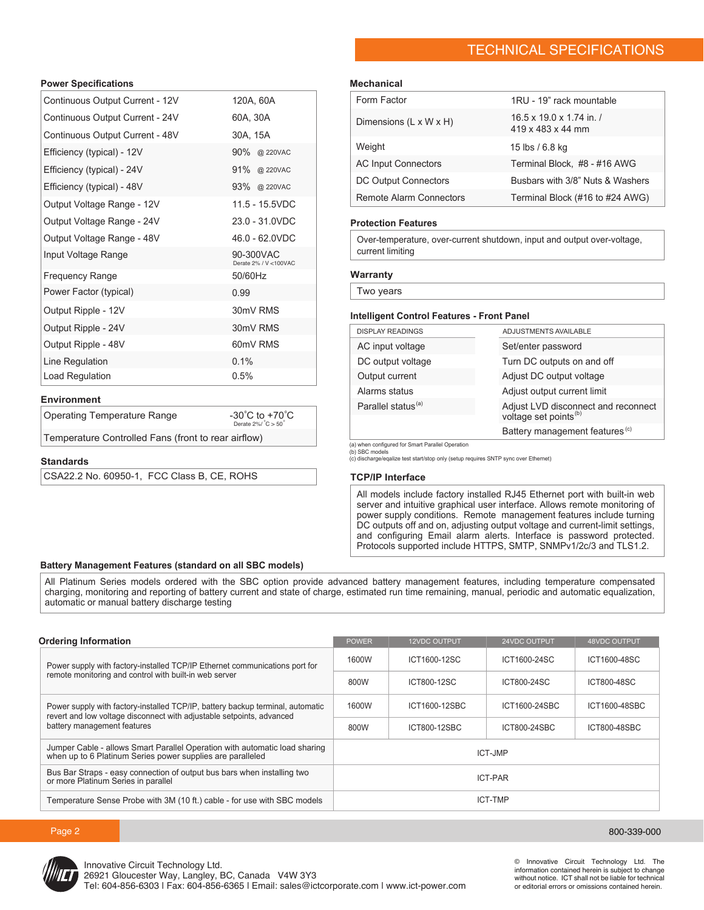# TECHNICAL SPECIFICATIONS

### Power Specifications

| | |
|---|---|
| Continuous Output Current - 12V | 120A, 60A |
| Continuous Output Current - 24V | 60A, 30A |
| Continuous Output Current - 48V | 30A, 15A |
| Efficiency (typical) - 12V | 90% @ 220VAC |
| Efficiency (typical) - 24V | 91% @ 220VAC |
| Efficiency (typical) - 48V | 93% @ 220VAC |
| Output Voltage Range - 12V | 11.5 - 15.5VDC |
| Output Voltage Range - 24V | 23.0 - 31.0VDC |
| Output Voltage Range - 48V | 46.0 - 62.0VDC |
| Input Voltage Range | 90-300VAC Derate 2% / V <100VAC |
| Frequency Range | 50/60Hz |
| Power Factor (typical) | 0.99 |
| Output Ripple - 12V | 30mV RMS |
| Output Ripple - 24V | 30mV RMS |
| Output Ripple - 48V | 60mV RMS |
| Line Regulation | 0.1% |
| Load Regulation | 0.5% |

### Environment

| | |
|---|---|
| Operating Temperature Range | -30˚C to +70˚C Derate 2%/ ˚C > 50˚ |
| Temperature Controlled Fans (front to rear airflow) | |

### Standards

CSA22.2 No. 60950-1, FCC Class B, CE, ROHS

### Mechanical

| | |
|---|---|
| Form Factor | 1RU - 19" rack mountable |
| Dimensions (L x W x H) | 16.5 x 19.0 x 1.74 in. / 419 x 483 x 44 mm |
| Weight | 15 lbs / 6.8 kg |
| AC Input Connectors | Terminal Block, #8 - #16 AWG |
| DC Output Connectors | Busbars with 3/8" Nuts & Washers |
| Remote Alarm Connectors | Terminal Block (#16 to #24 AWG) |

### Protection Features

Over-temperature, over-current shutdown, input and output over-voltage, current limiting

### Warranty

Two years

### Intelligent Control Features - Front Panel

| DISPLAY READINGS | ADJUSTMENTS AVAILABLE |
|---|---|
| AC input voltage | Set/enter password |
| DC output voltage | Turn DC outputs on and off |
| Output current | Adjust DC output voltage |
| Alarms status | Adjust output current limit |
| Parallel status [a] | Adjust LVD disconnect and reconnect voltage set points [b] |
| | Battery management features [c] |

(a) when configured for Smart Parallel Operation
(b) SBC models
(c) discharge/eqalize test start/stop only (setup requires SNTP sync over Ethernet)

### TCP/IP Interface

All models include factory installed RJ45 Ethernet port with built-in web server and intuitive graphical user interface. Allows remote monitoring of power supply conditions. Remote management features include turning DC outputs off and on, adjusting output voltage and current-limit settings, and configuring Email alarm alerts. Interface is password protected. Protocols supported include HTTPS, SMTP, SNMPv1/2c/3 and TLS1.2.

### Battery Management Features (standard on all SBC models)

All Platinum Series models ordered with the SBC option provide advanced battery management features, including temperature compensated charging, monitoring and reporting of battery current and state of charge, estimated run time remaining, manual, periodic and automatic equalization, automatic or manual battery discharge testing

### Ordering Information

| | POWER | 12VDC OUTPUT | 24VDC OUTPUT | 48VDC OUTPUT |
|---|---|---|---|---|
| Power supply with factory-installed TCP/IP Ethernet communications port for remote monitoring and control with built-in web server | 1600W | ICT1600-12SC | ICT1600-24SC | ICT1600-48SC |
| | 800W | ICT800-12SC | ICT800-24SC | ICT800-48SC |
| Power supply with factory-installed TCP/IP, battery backup terminal, automatic revert and low voltage disconnect with adjustable setpoints, advanced battery management features | 1600W | ICT1600-12SBC | ICT1600-24SBC | ICT1600-48SBC |
| | 800W | ICT800-12SBC | ICT800-24SBC | ICT800-48SBC |
| Jumper Cable - allows Smart Parallel Operation with automatic load sharing when up to 6 Platinum Series power supplies are paralleled | ICT-JMP | | | |
| Bus Bar Straps - easy connection of output bus bars when installing two or more Platinum Series in parallel | ICT-PAR | | | |
| Temperature Sense Probe with 3M (10 ft.) cable - for use with SBC models | ICT-TMP | | | |

800-339-000

Innovative Circuit Technology Ltd.
26921 Gloucester Way, Langley, BC, Canada V4W 3Y3
Tel: 604-856-6303 | Fax: 604-856-6365 | Email: sales@ictcorporate.com | www.ict-power.com

© Innovative Circuit Technology Ltd. The information contained herein is subject to change without notice. ICT shall not be liable for technical or editorial errors or omissions contained herein.